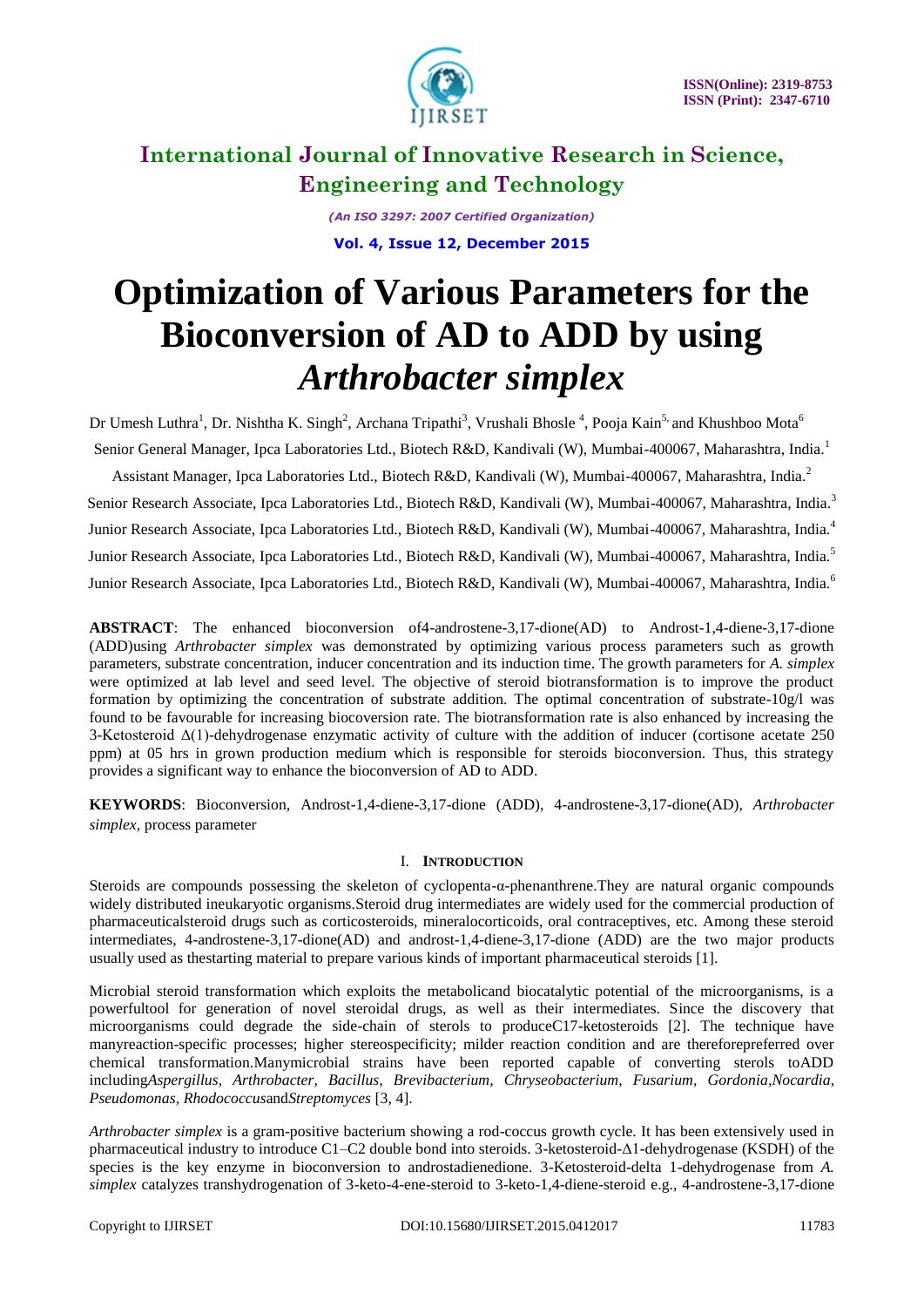# Optimization of Various Parameters for the Bioconversion of AD to ADD by using *Arthrobacter simplex*

Dr Umesh Luthra[1], Dr. Nishtha K. Singh[2], Archana Tripathi[3], Vrushali Bhosle [4], Pooja Kain[5] and Khushboo Mota[6]

Senior General Manager, Ipca Laboratories Ltd., Biotech R&D, Kandivali (W), Mumbai-400067, Maharashtra, India.[1]

Assistant Manager, Ipca Laboratories Ltd., Biotech R&D, Kandivali (W), Mumbai-400067, Maharashtra, India.[2]

Senior Research Associate, Ipca Laboratories Ltd., Biotech R&D, Kandivali (W), Mumbai-400067, Maharashtra, India.[3]

Junior Research Associate, Ipca Laboratories Ltd., Biotech R&D, Kandivali (W), Mumbai-400067, Maharashtra, India.[4]

Junior Research Associate, Ipca Laboratories Ltd., Biotech R&D, Kandivali (W), Mumbai-400067, Maharashtra, India.[5]

Junior Research Associate, Ipca Laboratories Ltd., Biotech R&D, Kandivali (W), Mumbai-400067, Maharashtra, India.[6]

**ABSTRACT**: The enhanced bioconversion of4-androstene-3,17-dione(AD) to Androst-1,4-diene-3,17-dione (ADD)using *Arthrobacter simplex* was demonstrated by optimizing various process parameters such as growth parameters, substrate concentration, inducer concentration and its induction time. The growth parameters for *A. simplex* were optimized at lab level and seed level. The objective of steroid biotransformation is to improve the product formation by optimizing the concentration of substrate addition. The optimal concentration of substrate-10g/l was found to be favourable for increasing biocoversion rate. The biotransformation rate is also enhanced by increasing the 3-Ketosteroid Δ(1)-dehydrogenase enzymatic activity of culture with the addition of inducer (cortisone acetate 250 ppm) at 05 hrs in grown production medium which is responsible for steroids bioconversion. Thus, this strategy provides a significant way to enhance the bioconversion of AD to ADD.

**KEYWORDS**: Bioconversion, Androst-1,4-diene-3,17-dione (ADD), 4-androstene-3,17-dione(AD), *Arthrobacter simplex*, process parameter

## I. INTRODUCTION

Steroids are compounds possessing the skeleton of cyclopenta-α-phenanthrene.They are natural organic compounds widely distributed ineukaryotic organisms.Steroid drug intermediates are widely used for the commercial production of pharmaceuticalsteroid drugs such as corticosteroids, mineralocorticoids, oral contraceptives, etc. Among these steroid intermediates, 4-androstene-3,17-dione(AD) and androst-1,4-diene-3,17-dione (ADD) are the two major products usually used as thestarting material to prepare various kinds of important pharmaceutical steroids [1].

Microbial steroid transformation which exploits the metabolicand biocatalytic potential of the microorganisms, is a powerfultool for generation of novel steroidal drugs, as well as their intermediates. Since the discovery that microorganisms could degrade the side-chain of sterols to produceC17-ketosteroids [2]. The technique have manyreaction-specific processes; higher stereospecificity; milder reaction condition and are thereforepreferred over chemical transformation.Manymicrobial strains have been reported capable of converting sterols toADD including*Aspergillus, Arthrobacter, Bacillus, Brevibacterium, Chryseobacterium, Fusarium, Gordonia,Nocardia, Pseudomonas, Rhodococcus*and*Streptomyces* [3, 4].

*Arthrobacter simplex* is a gram-positive bacterium showing a rod-coccus growth cycle. It has been extensively used in pharmaceutical industry to introduce C1–C2 double bond into steroids. 3-ketosteroid-Δ1-dehydrogenase (KSDH) of the species is the key enzyme in bioconversion to androstadienedione. 3-Ketosteroid-delta 1-dehydrogenase from *A. simplex* catalyzes transhydrogenation of 3-keto-4-ene-steroid to 3-keto-1,4-diene-steroid e.g., 4-androstene-3,17-dione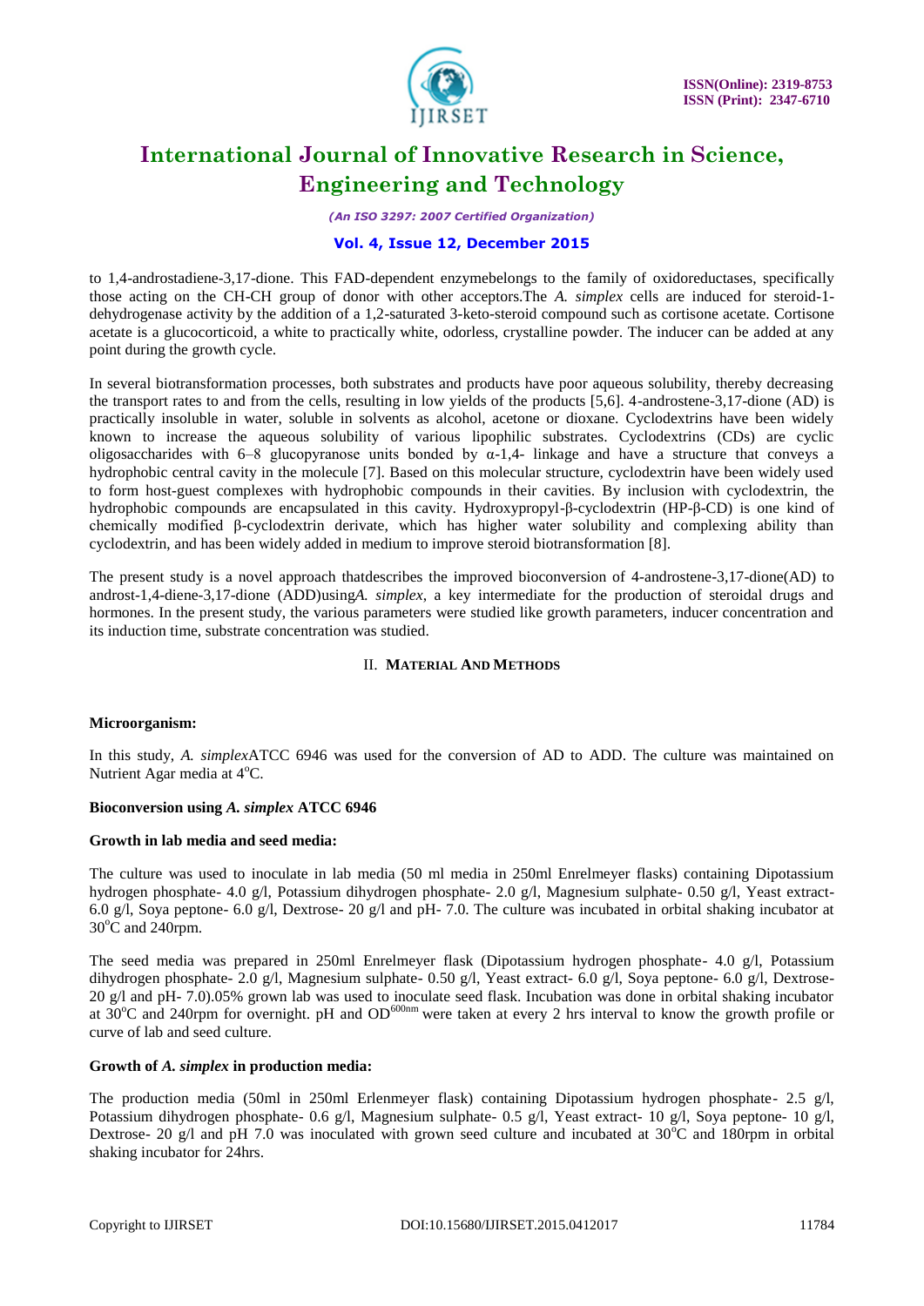to 1,4-androstadiene-3,17-dione. This FAD-dependent enzymebelongs to the family of oxidoreductases, specifically those acting on the CH-CH group of donor with other acceptors.The *A. simplex* cells are induced for steroid-1-dehydrogenase activity by the addition of a 1,2-saturated 3-keto-steroid compound such as cortisone acetate. Cortisone acetate is a glucocorticoid, a white to practically white, odorless, crystalline powder. The inducer can be added at any point during the growth cycle.

In several biotransformation processes, both substrates and products have poor aqueous solubility, thereby decreasing the transport rates to and from the cells, resulting in low yields of the products [5,6]. 4-androstene-3,17-dione (AD) is practically insoluble in water, soluble in solvents as alcohol, acetone or dioxane. Cyclodextrins have been widely known to increase the aqueous solubility of various lipophilic substrates. Cyclodextrins (CDs) are cyclic oligosaccharides with 6–8 glucopyranose units bonded by α-1,4- linkage and have a structure that conveys a hydrophobic central cavity in the molecule [7]. Based on this molecular structure, cyclodextrin have been widely used to form host-guest complexes with hydrophobic compounds in their cavities. By inclusion with cyclodextrin, the hydrophobic compounds are encapsulated in this cavity. Hydroxypropyl-β-cyclodextrin (HP-β-CD) is one kind of chemically modified β-cyclodextrin derivate, which has higher water solubility and complexing ability than cyclodextrin, and has been widely added in medium to improve steroid biotransformation [8].

The present study is a novel approach thatdescribes the improved bioconversion of 4-androstene-3,17-dione(AD) to androst-1,4-diene-3,17-dione (ADD)using*A. simplex*, a key intermediate for the production of steroidal drugs and hormones. In the present study, the various parameters were studied like growth parameters, inducer concentration and its induction time, substrate concentration was studied.

## II. Material And Methods

**Microorganism:**

In this study, *A. simplex*ATCC 6946 was used for the conversion of AD to ADD. The culture was maintained on Nutrient Agar media at 4°C.

**Bioconversion using *A. simplex* ATCC 6946**

**Growth in lab media and seed media:**

The culture was used to inoculate in lab media (50 ml media in 250ml Enrelmeyer flasks) containing Dipotassium hydrogen phosphate- 4.0 g/l, Potassium dihydrogen phosphate- 2.0 g/l, Magnesium sulphate- 0.50 g/l, Yeast extract- 6.0 g/l, Soya peptone- 6.0 g/l, Dextrose- 20 g/l and pH- 7.0. The culture was incubated in orbital shaking incubator at 30°C and 240rpm.

The seed media was prepared in 250ml Enrelmeyer flask (Dipotassium hydrogen phosphate- 4.0 g/l, Potassium dihydrogen phosphate- 2.0 g/l, Magnesium sulphate- 0.50 g/l, Yeast extract- 6.0 g/l, Soya peptone- 6.0 g/l, Dextrose- 20 g/l and pH- 7.0).05% grown lab was used to inoculate seed flask. Incubation was done in orbital shaking incubator at 30°C and 240rpm for overnight. pH and $OD^{600nm}$ were taken at every 2 hrs interval to know the growth profile or curve of lab and seed culture.

**Growth of *A. simplex* in production media:**

The production media (50ml in 250ml Erlenmeyer flask) containing Dipotassium hydrogen phosphate- 2.5 g/l, Potassium dihydrogen phosphate- 0.6 g/l, Magnesium sulphate- 0.5 g/l, Yeast extract- 10 g/l, Soya peptone- 10 g/l, Dextrose- 20 g/l and pH 7.0 was inoculated with grown seed culture and incubated at 30°C and 180rpm in orbital shaking incubator for 24hrs.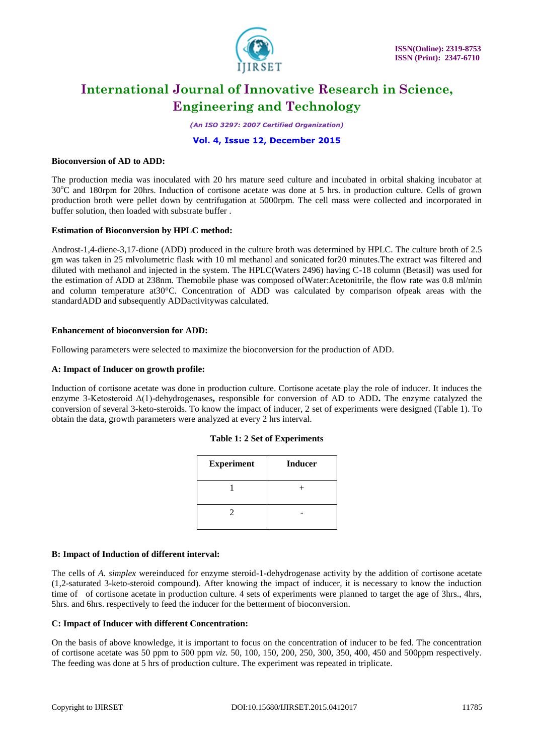**Bioconversion of AD to ADD:**

The production media was inoculated with 20 hrs mature seed culture and incubated in orbital shaking incubator at 30$^{o}$C and 180rpm for 20hrs. Induction of cortisone acetate was done at 5 hrs. in production culture. Cells of grown production broth were pellet down by centrifugation at 5000rpm. The cell mass were collected and incorporated in buffer solution, then loaded with substrate buffer .

**Estimation of Bioconversion by HPLC method:**

Androst-1,4-diene-3,17-dione (ADD) produced in the culture broth was determined by HPLC. The culture broth of 2.5 gm was taken in 25 mlvolumetric flask with 10 ml methanol and sonicated for20 minutes.The extract was filtered and diluted with methanol and injected in the system. The HPLC(Waters 2496) having C-18 column (Betasil) was used for the estimation of ADD at 238nm. Themobile phase was composed ofWater:Acetonitrile, the flow rate was 0.8 ml/min and column temperature at30°C. Concentration of ADD was calculated by comparison ofpeak areas with the standardADD and subsequently ADDactivitywas calculated.

**Enhancement of bioconversion for ADD:**

Following parameters were selected to maximize the bioconversion for the production of ADD.

**A: Impact of Inducer on growth profile:**

Induction of cortisone acetate was done in production culture. Cortisone acetate play the role of inducer. It induces the enzyme 3-Ketosteroid Δ(1)-dehydrogenases**,** responsible for conversion of AD to ADD**.** The enzyme catalyzed the conversion of several 3-keto-steroids. To know the impact of inducer, 2 set of experiments were designed (Table 1). To obtain the data, growth parameters were analyzed at every 2 hrs interval.

**Table 1: 2 Set of Experiments**

| Experiment | Inducer |
|---|---|
| 1 | + |
| 2 | - |

**B: Impact of Induction of different interval:**

The cells of *A. simplex* wereinduced for enzyme steroid-1-dehydrogenase activity by the addition of cortisone acetate (1,2-saturated 3-keto-steroid compound). After knowing the impact of inducer, it is necessary to know the induction time of of cortisone acetate in production culture. 4 sets of experiments were planned to target the age of 3hrs., 4hrs, 5hrs. and 6hrs. respectively to feed the inducer for the betterment of bioconversion.

**C: Impact of Inducer with different Concentration:**

On the basis of above knowledge, it is important to focus on the concentration of inducer to be fed. The concentration of cortisone acetate was 50 ppm to 500 ppm *viz.* 50, 100, 150, 200, 250, 300, 350, 400, 450 and 500ppm respectively. The feeding was done at 5 hrs of production culture. The experiment was repeated in triplicate.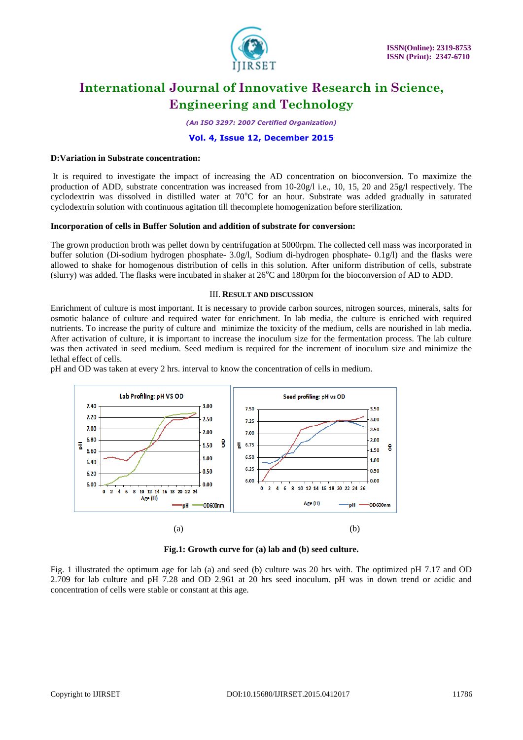**D:Variation in Substrate concentration:**

It is required to investigate the impact of increasing the AD concentration on bioconversion. To maximize the production of ADD, substrate concentration was increased from 10-20g/l i.e., 10, 15, 20 and 25g/l respectively. The cyclodextrin was dissolved in distilled water at 70$^o$C for an hour. Substrate was added gradually in saturated cyclodextrin solution with continuous agitation till thecomplete homogenization before sterilization.

**Incorporation of cells in Buffer Solution and addition of substrate for conversion:**

The grown production broth was pellet down by centrifugation at 5000rpm. The collected cell mass was incorporated in buffer solution (Di-sodium hydrogen phosphate- 3.0g/l, Sodium di-hydrogen phosphate- 0.1g/l) and the flasks were allowed to shake for homogenous distribution of cells in this solution. After uniform distribution of cells, substrate (slurry) was added. The flasks were incubated in shaker at 26$^o$C and 180rpm for the bioconversion of AD to ADD.

## III. Result and Discussion

Enrichment of culture is most important. It is necessary to provide carbon sources, nitrogen sources, minerals, salts for osmotic balance of culture and required water for enrichment. In lab media, the culture is enriched with required nutrients. To increase the purity of culture and minimize the toxicity of the medium, cells are nourished in lab media. After activation of culture, it is important to increase the inoculum size for the fermentation process. The lab culture was then activated in seed medium. Seed medium is required for the increment of inoculum size and minimize the lethal effect of cells.

pH and OD was taken at every 2 hrs. interval to know the concentration of cells in medium.

(a) (b)

**Fig.1: Growth curve for (a) lab and (b) seed culture.**

Fig. 1 illustrated the optimum age for lab (a) and seed (b) culture was 20 hrs with. The optimized pH 7.17 and OD 2.709 for lab culture and pH 7.28 and OD 2.961 at 20 hrs seed inoculum. pH was in down trend or acidic and concentration of cells were stable or constant at this age.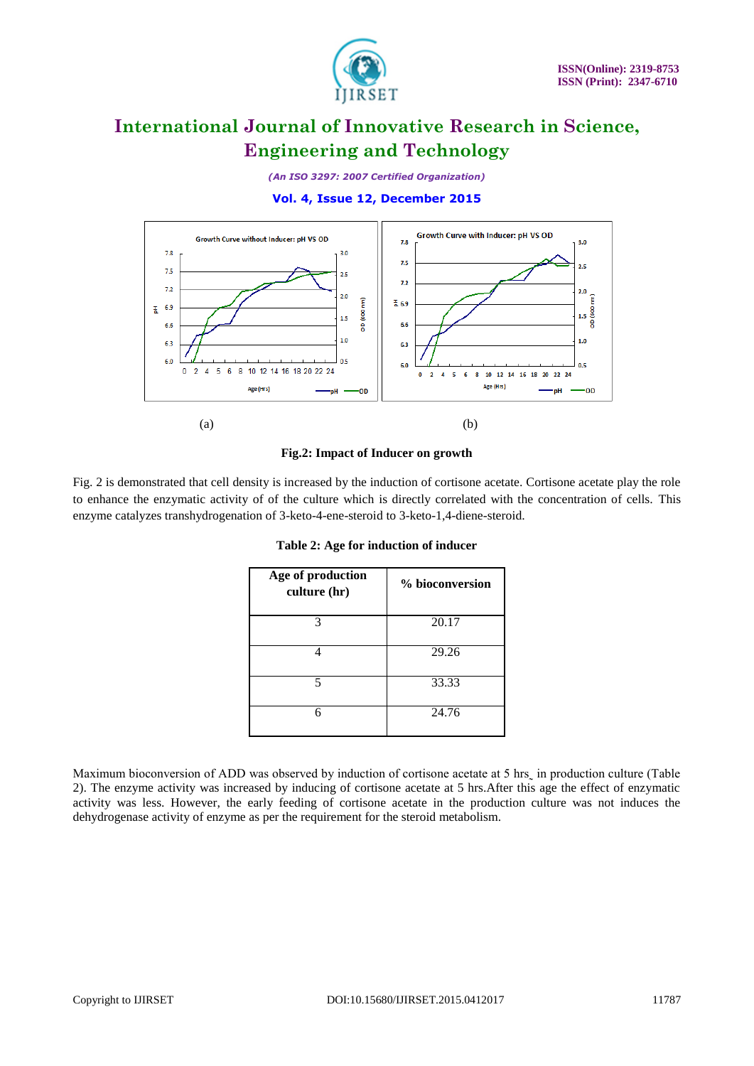(a) (b)

**Fig.2: Impact of Inducer on growth**

Fig. 2 is demonstrated that cell density is increased by the induction of cortisone acetate. Cortisone acetate play the role to enhance the enzymatic activity of of the culture which is directly correlated with the concentration of cells. This enzyme catalyzes transhydrogenation of 3-keto-4-ene-steroid to 3-keto-1,4-diene-steroid.

**Table 2: Age for induction of inducer**

| Age of production culture (hr) | % bioconversion |
|---|---|
| 3 | 20.17 |
| 4 | 29.26 |
| 5 | 33.33 |
| 6 | 24.76 |

Maximum bioconversion of ADD was observed by induction of cortisone acetate at 5 hrs¸ in production culture (Table 2). The enzyme activity was increased by inducing of cortisone acetate at 5 hrs.After this age the effect of enzymatic activity was less. However, the early feeding of cortisone acetate in the production culture was not induces the dehydrogenase activity of enzyme as per the requirement for the steroid metabolism.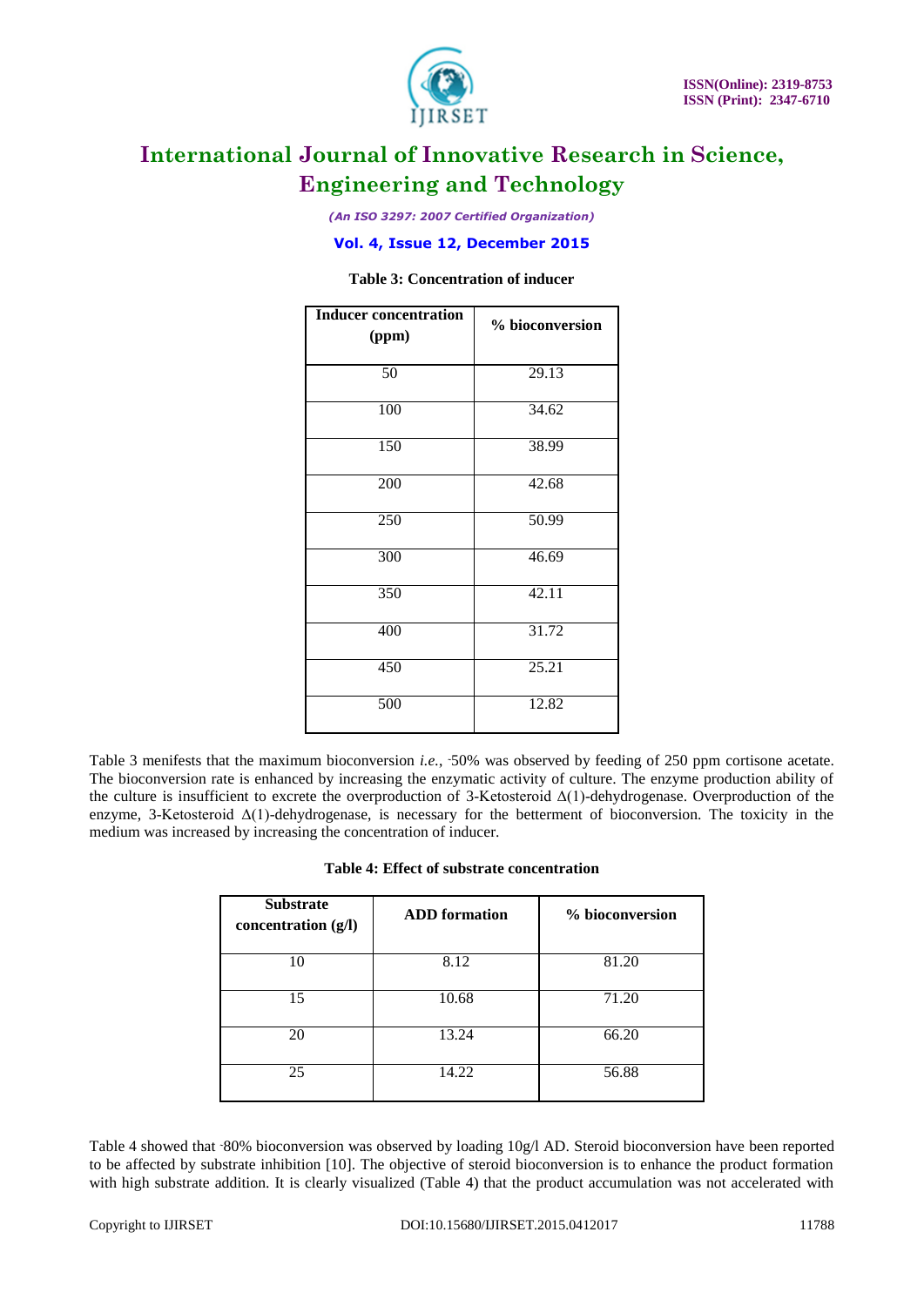**Table 3: Concentration of inducer**

| Inducer concentration (ppm) | % bioconversion |
|---|---|
| 50 | 29.13 |
| 100 | 34.62 |
| 150 | 38.99 |
| 200 | 42.68 |
| 250 | 50.99 |
| 300 | 46.69 |
| 350 | 42.11 |
| 400 | 31.72 |
| 450 | 25.21 |
| 500 | 12.82 |

Table 3 menifests that the maximum bioconversion *i.e.*, ˷50% was observed by feeding of 250 ppm cortisone acetate. The bioconversion rate is enhanced by increasing the enzymatic activity of culture. The enzyme production ability of the culture is insufficient to excrete the overproduction of 3-Ketosteroid Δ(1)-dehydrogenase. Overproduction of the enzyme, 3-Ketosteroid Δ(1)-dehydrogenase, is necessary for the betterment of bioconversion. The toxicity in the medium was increased by increasing the concentration of inducer.

**Table 4: Effect of substrate concentration**

| Substrate concentration (g/l) | ADD formation | % bioconversion |
|---|---|---|
| 10 | 8.12 | 81.20 |
| 15 | 10.68 | 71.20 |
| 20 | 13.24 | 66.20 |
| 25 | 14.22 | 56.88 |

Table 4 showed that ˷80% bioconversion was observed by loading 10g/l AD. Steroid bioconversion have been reported to be affected by substrate inhibition [10]. The objective of steroid bioconversion is to enhance the product formation with high substrate addition. It is clearly visualized (Table 4) that the product accumulation was not accelerated with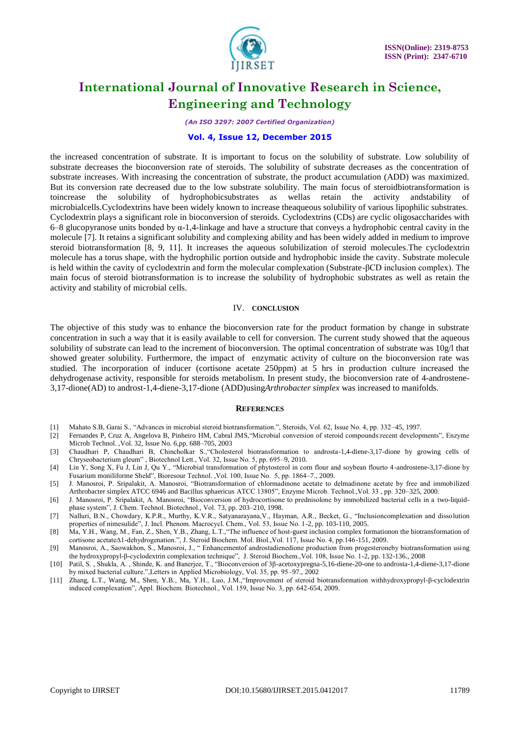the increased concentration of substrate. It is important to focus on the solubility of substrate. Low solubility of substrate decreases the bioconversion rate of steroids. The solubility of substrate decreases as the concentration of substrate increases. With increasing the concentration of substrate, the product accumulation (ADD) was maximized. But its conversion rate decreased due to the low substrate solubility. The main focus of steroidbiotransformation is toincrease the solubility of hydrophobicsubstrates as wellas retain the activity andstability of microbialcells.Cyclodextrins have been widely known to increase theaqueous solubility of various lipophilic substrates. Cyclodextrin plays a significant role in bioconversion of steroids. Cyclodextrins (CDs) are cyclic oligosaccharides with 6–8 glucopyranose units bonded by α-1,4-linkage and have a structure that conveys a hydrophobic central cavity in the molecule [7]. It retains a significant solubility and complexing ability and has been widely added in medium to improve steroid biotransformation [8, 9, 11]. It increases the aqueous solubilization of steroid molecules.The cyclodextrin molecule has a torus shape, with the hydrophilic portion outside and hydrophobic inside the cavity. Substrate molecule is held within the cavity of cyclodextrin and form the molecular complexation (Substrate-βCD inclusion complex). The main focus of steroid biotransformation is to increase the solubility of hydrophobic substrates as well as retain the activity and stability of microbial cells.

## IV. CONCLUSION

The objective of this study was to enhance the bioconversion rate for the product formation by change in substrate concentration in such a way that it is easily available to cell for conversion. The current study showed that the aqueous solubility of substrate can lead to the increment of bioconversion. The optimal concentration of substrate was 10g/l that showed greater solubility. Furthermore, the impact of enzymatic activity of culture on the bioconversion rate was studied. The incorporation of inducer (cortisone acetate 250ppm) at 5 hrs in production culture increased the dehydrogenase activity, responsible for steroids metabolism. In present study, the bioconversion rate of 4-androstene-3,17-dione(AD) to androst-1,4-diene-3,17-dione (ADD)using*Arthrobacter simplex* was increased to manifolds.

## REFERENCES

[1] Mahato S.B, Garai S., "Advances in microbial steroid biotransformation.", Steroids, Vol. 62, Issue No. 4, pp. 332–45, 1997.

[2] Fernandes P, Cruz A, Angelova B, Pinheiro HM, Cabral JMS,"Microbial conversion of steroid compounds:recent developments", Enzyme Microb Technol. ,Vol. 32, Issue No. 6,pp. 688–705, 2003

[3] Chaudhari P, Chaudhari B, Chincholkar S.,"Cholesterol biotransformation to androsta-1,4-diene-3,17-dione by growing cells of Chryseobacterium gleum" , Biotechnol Lett., Vol. 32, Issue No. 5, pp. 695–9, 2010.

[4] Lin Y, Song X, Fu J, Lin J, Qu Y., "Microbial transformation of phytosterol in corn flour and soybean flourto 4-androstene-3,17-dione by Fusarium moniliforme Sheld", Bioresour Technol. ,Vol. 100, Issue No. 5, pp. 1864–7., 2009.

[5] J. Manosroi, P. Sripalakit, A. Manosroi, "Biotransformation of chlormadinone acetate to delmadinone acetate by free and immobilized Arthrobacter simplex ATCC 6946 and Bacillus sphaericus ATCC 13805", Enzyme Microb. Technol.,Vol. 33 , pp. 320–325, 2000.

[6] J. Manosroi, P. Sripalakit, A. Manosroi, "Bioconversion of hydrocortisone to prednisolone by immobilized bacterial cells in a two-liquid-phase system", J. Chem. Technol. Biotechnol., Vol. 73, pp. 203–210, 1998.

[7] Nalluri, B.N., Chowdary, K.P.R., Murthy, K.V.R., Satyanarayana,V., Hayman, A.R., Becket, G., "Inclusioncomplexation and dissolution properties of nimesulide", J. Incl. Phenom. Macrocycl. Chem., Vol. 53, Issue No. 1-2, pp. 103-110, 2005.

[8] Ma, Y.H., Wang, M., Fan, Z., Shen, Y.B., Zhang, L.T.,"The influence of host-guest inclusion complex formationon the biotransformation of cortisone acetateΔ1-dehydrogenation.", J. Steroid Biochem. Mol. Biol.,Vol. 117, Issue No. 4, pp.146-151, 2009.

[9] Manosroi, A., Saowakhon, S., Manosroi, J., " Enhancementof androstadienedione production from progesteroneby biotransformation using the hydroxypropyl-β-cyclodextrin complexation technique", J. Steroid Biochem.,Vol. 108, Issue No. 1-2, pp. 132-136., 2008

[10] Patil, S. , Shukla, A. , Shinde, K. and Banerjee, T., "Bioconversion of 3β-acetoxypregna-5,16-diene-20-one to androsta-1,4-diene-3,17-dione by mixed bacterial culture.",Letters in Applied Microbiology, Vol. 35, pp. 95–97., 2002

[11] Zhang, L.T., Wang, M., Shen, Y.B., Ma, Y.H., Luo, J.M.,"Improvement of steroid biotransformation withhydroxypropyl-β-cyclodextrin induced complexation", Appl. Biochem. Biotechnol., Vol. 159, Issue No. 3, pp. 642-654, 2009.